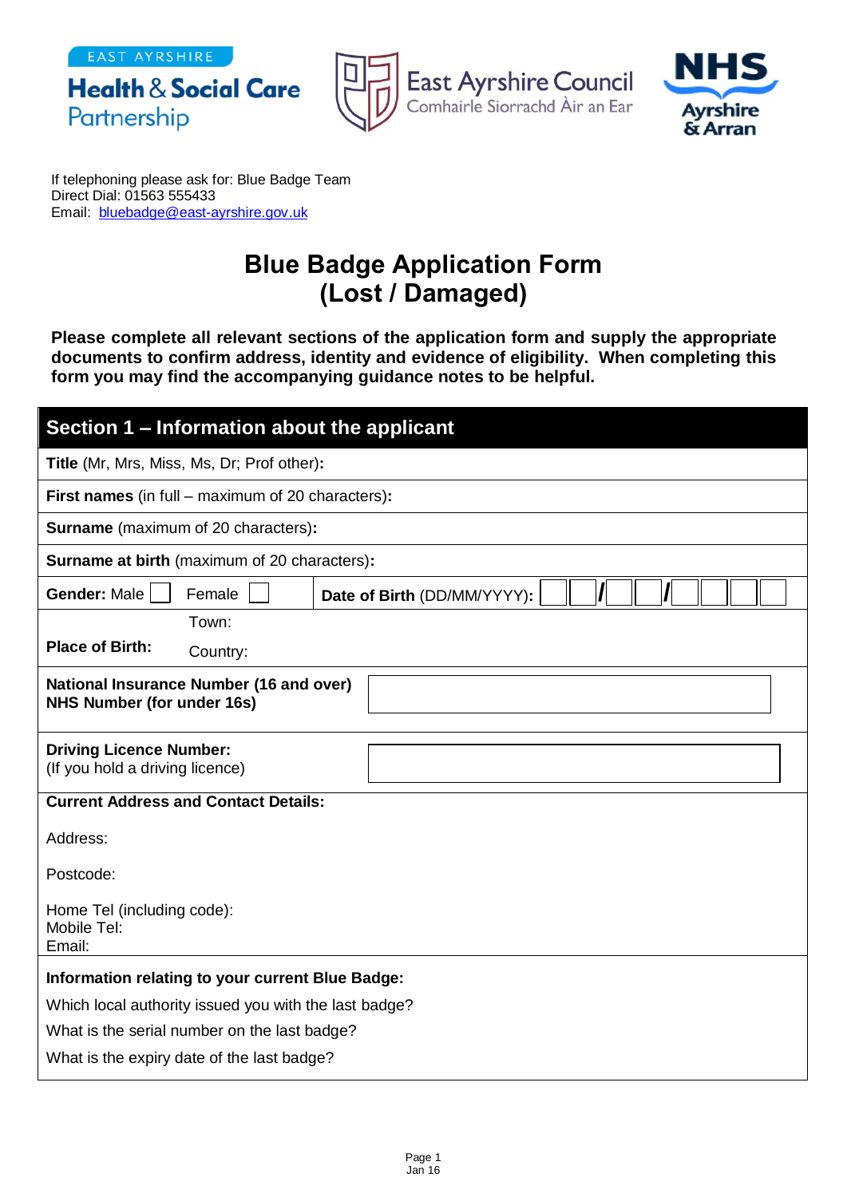EAST AYRSHIRE

Health & Social Care Partnership

East Ayrshire Council
Comhairle Siorrachd Àir an Ear

NHS Ayrshire & Arran

If telephoning please ask for: Blue Badge Team
Direct Dial: 01563 555433
Email: bluebadge@east-ayrshire.gov.uk

# Blue Badge Application Form (Lost / Damaged)

**Please complete all relevant sections of the application form and supply the appropriate documents to confirm address, identity and evidence of eligibility. When completing this form you may find the accompanying guidance notes to be helpful.**

## Section 1 – Information about the applicant

| | |
|---|---|
| **Title** (Mr, Mrs, Miss, Ms, Dr; Prof other)**:** | |
| **First names** (in full – maximum of 20 characters)**:** | |
| **Surname** (maximum of 20 characters)**:** | |
| **Surname at birth** (maximum of 20 characters)**:** | |
| **Gender:** Male ☐ Female ☐ | **Date of Birth** (DD/MM/YYYY)**:** ☐☐/☐☐/☐☐☐☐ |
| **Place of Birth:** | Town: <br> Country: |
| **National Insurance Number (16 and over)** <br> **NHS Number (for under 16s)** | |
| **Driving Licence Number:** <br> (If you hold a driving licence) | |

**Current Address and Contact Details:**

Address:

Postcode:

Home Tel (including code):
Mobile Tel:
Email:

**Information relating to your current Blue Badge:**

Which local authority issued you with the last badge?

What is the serial number on the last badge?

What is the expiry date of the last badge?

Jan 16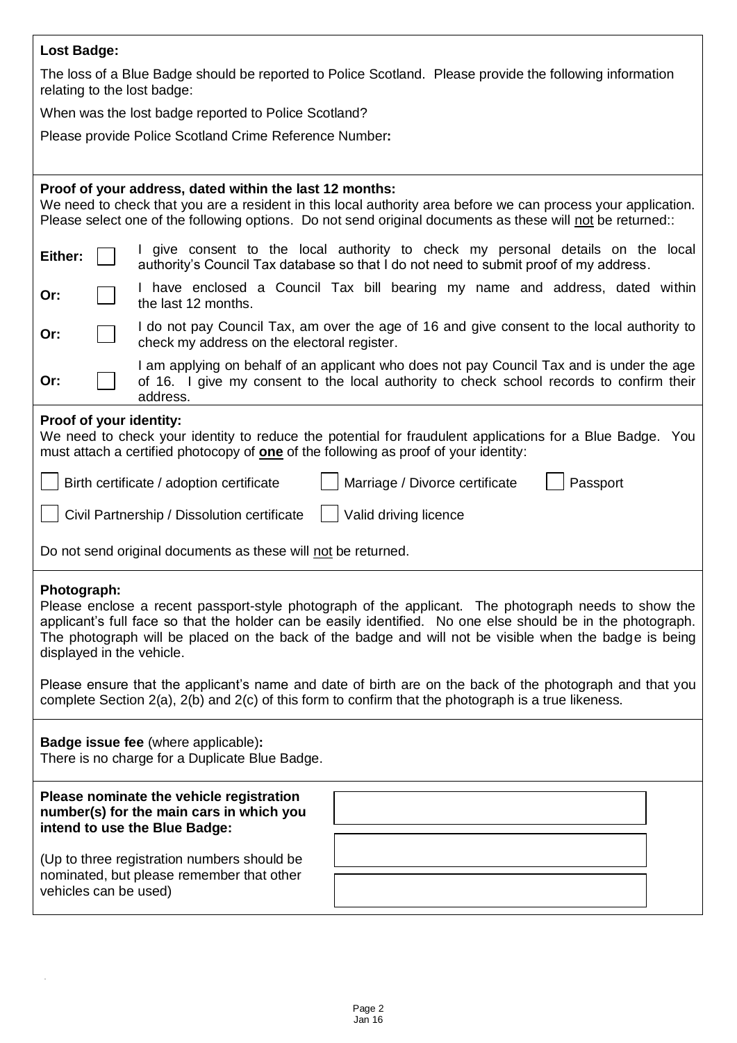**Lost Badge:**

The loss of a Blue Badge should be reported to Police Scotland. Please provide the following information relating to the lost badge:

When was the lost badge reported to Police Scotland?

Please provide Police Scotland Crime Reference Number**:**

**Proof of your address, dated within the last 12 months:**
We need to check that you are a resident in this local authority area before we can process your application. Please select one of the following options. Do not send original documents as these will not be returned::

| | | |
|---|---|---|
| **Either:** | ☐ | I give consent to the local authority to check my personal details on the local authority's Council Tax database so that I do not need to submit proof of my address. |
| **Or:** | ☐ | I have enclosed a Council Tax bill bearing my name and address, dated within the last 12 months. |
| **Or:** | ☐ | I do not pay Council Tax, am over the age of 16 and give consent to the local authority to check my address on the electoral register. |
| **Or:** | ☐ | I am applying on behalf of an applicant who does not pay Council Tax and is under the age of 16. I give my consent to the local authority to check school records to confirm their address. |

**Proof of your identity:**
We need to check your identity to reduce the potential for fraudulent applications for a Blue Badge. You must attach a certified photocopy of **one** of the following as proof of your identity:

☐ Birth certificate / adoption certificate ☐ Marriage / Divorce certificate ☐ Passport

☐ Civil Partnership / Dissolution certificate ☐ Valid driving licence

Do not send original documents as these will not be returned.

**Photograph:**
Please enclose a recent passport-style photograph of the applicant. The photograph needs to show the applicant's full face so that the holder can be easily identified. No one else should be in the photograph. The photograph will be placed on the back of the badge and will not be visible when the badge is being displayed in the vehicle.

Please ensure that the applicant's name and date of birth are on the back of the photograph and that you complete Section 2(a), 2(b) and 2(c) of this form to confirm that the photograph is a true likeness.

**Badge issue fee** (where applicable)**:**
There is no charge for a Duplicate Blue Badge.

**Please nominate the vehicle registration number(s) for the main cars in which you intend to use the Blue Badge:**

(Up to three registration numbers should be nominated, but please remember that other vehicles can be used)

| |
|---|
| |
| |
| |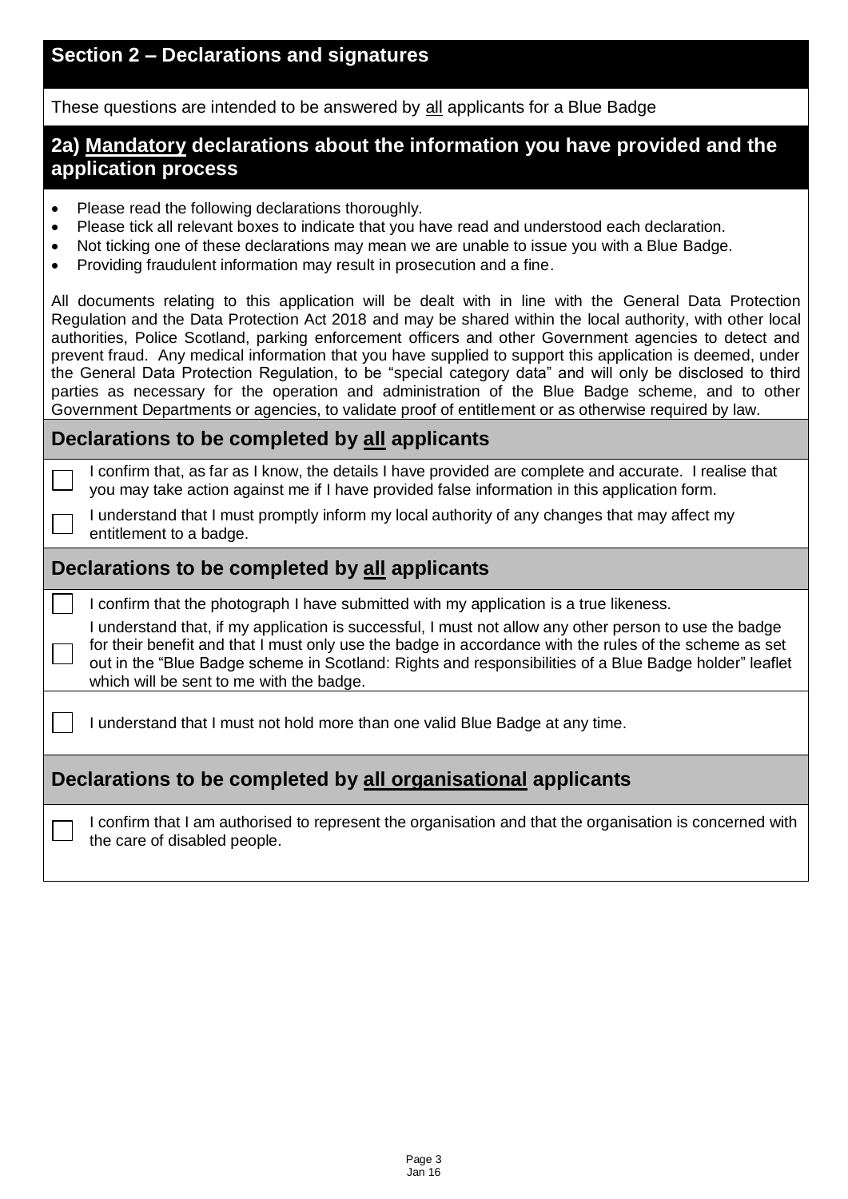## Section 2 – Declarations and signatures

These questions are intended to be answered by all applicants for a Blue Badge

## 2a) Mandatory declarations about the information you have provided and the application process

- Please read the following declarations thoroughly.
- Please tick all relevant boxes to indicate that you have read and understood each declaration.
- Not ticking one of these declarations may mean we are unable to issue you with a Blue Badge.
- Providing fraudulent information may result in prosecution and a fine.

All documents relating to this application will be dealt with in line with the General Data Protection Regulation and the Data Protection Act 2018 and may be shared within the local authority, with other local authorities, Police Scotland, parking enforcement officers and other Government agencies to detect and prevent fraud. Any medical information that you have supplied to support this application is deemed, under the General Data Protection Regulation, to be "special category data" and will only be disclosed to third parties as necessary for the operation and administration of the Blue Badge scheme, and to other Government Departments or agencies, to validate proof of entitlement or as otherwise required by law.

### Declarations to be completed by all applicants

- ☐ I confirm that, as far as I know, the details I have provided are complete and accurate. I realise that you may take action against me if I have provided false information in this application form.
- ☐ I understand that I must promptly inform my local authority of any changes that may affect my entitlement to a badge.

### Declarations to be completed by all applicants

- ☐ I confirm that the photograph I have submitted with my application is a true likeness.
- ☐ I understand that, if my application is successful, I must not allow any other person to use the badge for their benefit and that I must only use the badge in accordance with the rules of the scheme as set out in the "Blue Badge scheme in Scotland: Rights and responsibilities of a Blue Badge holder" leaflet which will be sent to me with the badge.
- ☐ I understand that I must not hold more than one valid Blue Badge at any time.

### Declarations to be completed by all organisational applicants

- ☐ I confirm that I am authorised to represent the organisation and that the organisation is concerned with the care of disabled people.

Jan 16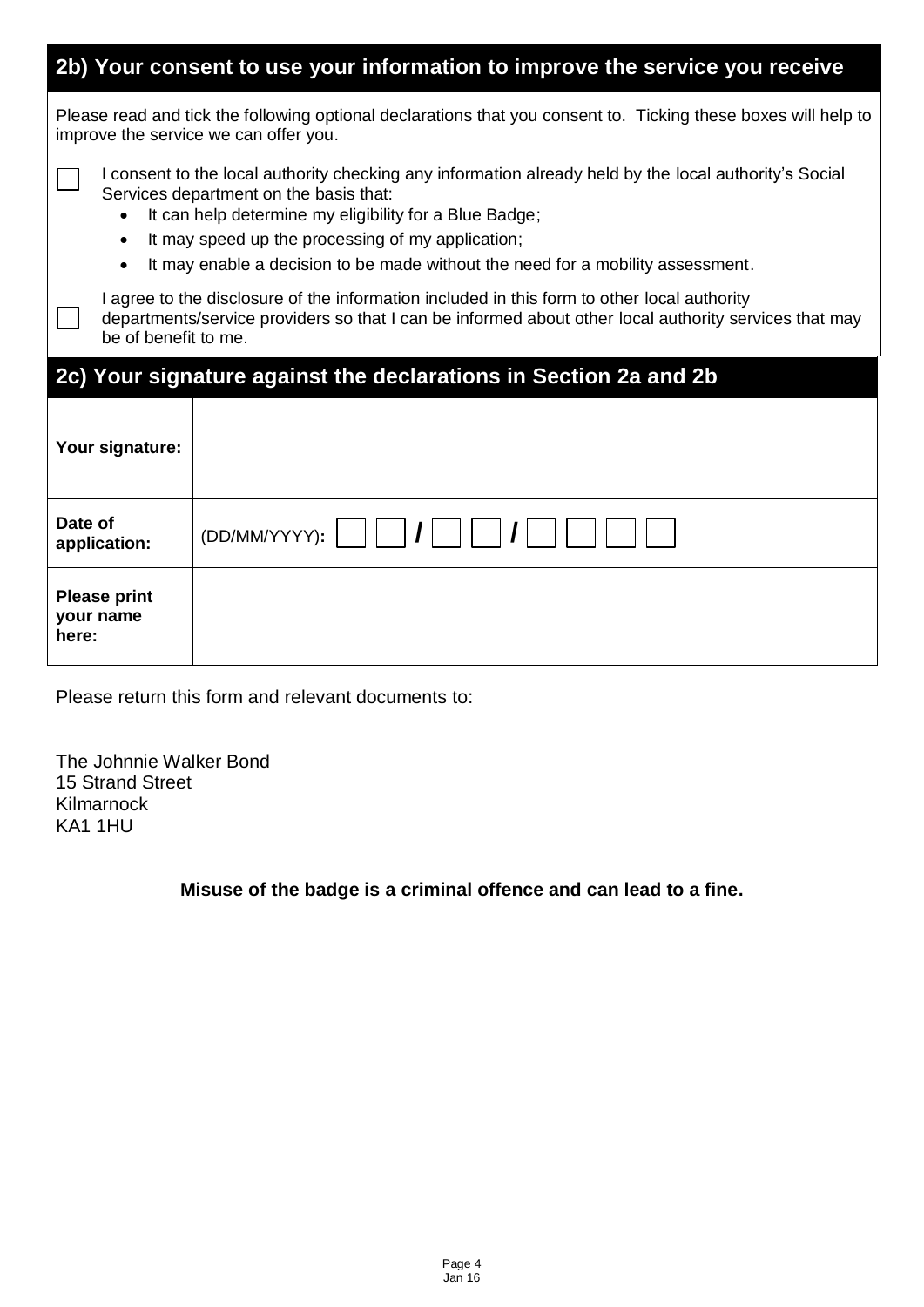## 2b) Your consent to use your information to improve the service you receive

Please read and tick the following optional declarations that you consent to. Ticking these boxes will help to improve the service we can offer you.

☐ I consent to the local authority checking any information already held by the local authority's Social Services department on the basis that:

- It can help determine my eligibility for a Blue Badge;
- It may speed up the processing of my application;
- It may enable a decision to be made without the need for a mobility assessment.

☐ I agree to the disclosure of the information included in this form to other local authority departments/service providers so that I can be informed about other local authority services that may be of benefit to me.

## 2c) Your signature against the declarations in Section 2a and 2b

| | |
|---|---|
| **Your signature:** | |
| **Date of application:** | (DD/MM/YYYY): ☐☐ / ☐☐ / ☐☐☐☐ |
| **Please print your name here:** | |

Please return this form and relevant documents to:

The Johnnie Walker Bond
15 Strand Street
Kilmarnock
KA1 1HU

**Misuse of the badge is a criminal offence and can lead to a fine.**

Jan 16